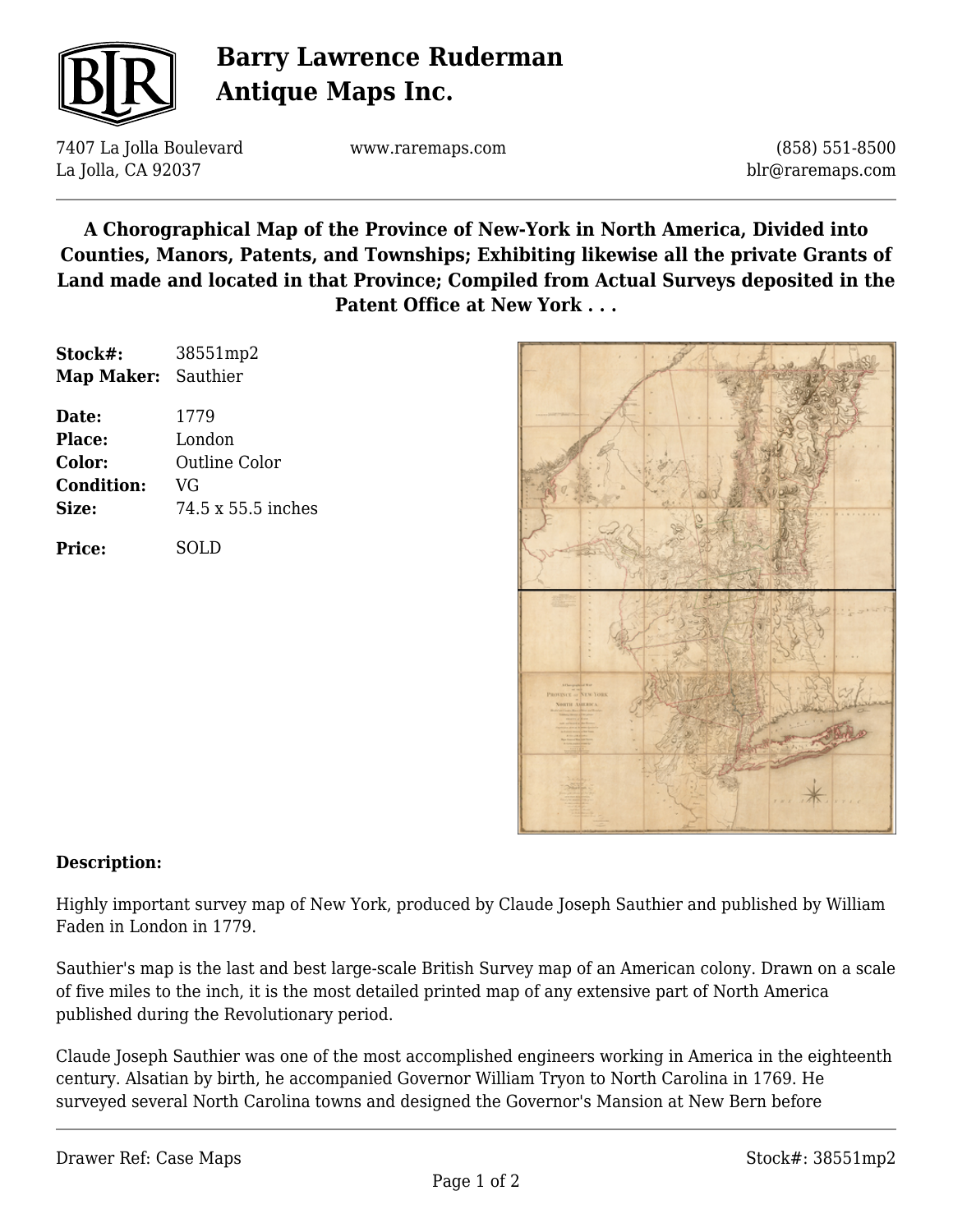# Barry Lawrence Ruderman Antique Maps Inc.

7407 La Jolla Boulevard
La Jolla, CA 92037

www.raremaps.com

(858) 551-8500
blr@raremaps.com

## A Chorographical Map of the Province of New-York in North America, Divided into Counties, Manors, Patents, and Townships; Exhibiting likewise all the private Grants of Land made and located in that Province; Compiled from Actual Surveys deposited in the Patent Office at New York . . .

| | |
|---|---|
| **Stock#:** | 38551mp2 |
| **Map Maker:** | Sauthier |
| **Date:** | 1779 |
| **Place:** | London |
| **Color:** | Outline Color |
| **Condition:** | VG |
| **Size:** | 74.5 x 55.5 inches |
| **Price:** | SOLD |

### Description:

Highly important survey map of New York, produced by Claude Joseph Sauthier and published by William Faden in London in 1779.

Sauthier's map is the last and best large-scale British Survey map of an American colony. Drawn on a scale of five miles to the inch, it is the most detailed printed map of any extensive part of North America published during the Revolutionary period.

Claude Joseph Sauthier was one of the most accomplished engineers working in America in the eighteenth century. Alsatian by birth, he accompanied Governor William Tryon to North Carolina in 1769. He surveyed several North Carolina towns and designed the Governor's Mansion at New Bern before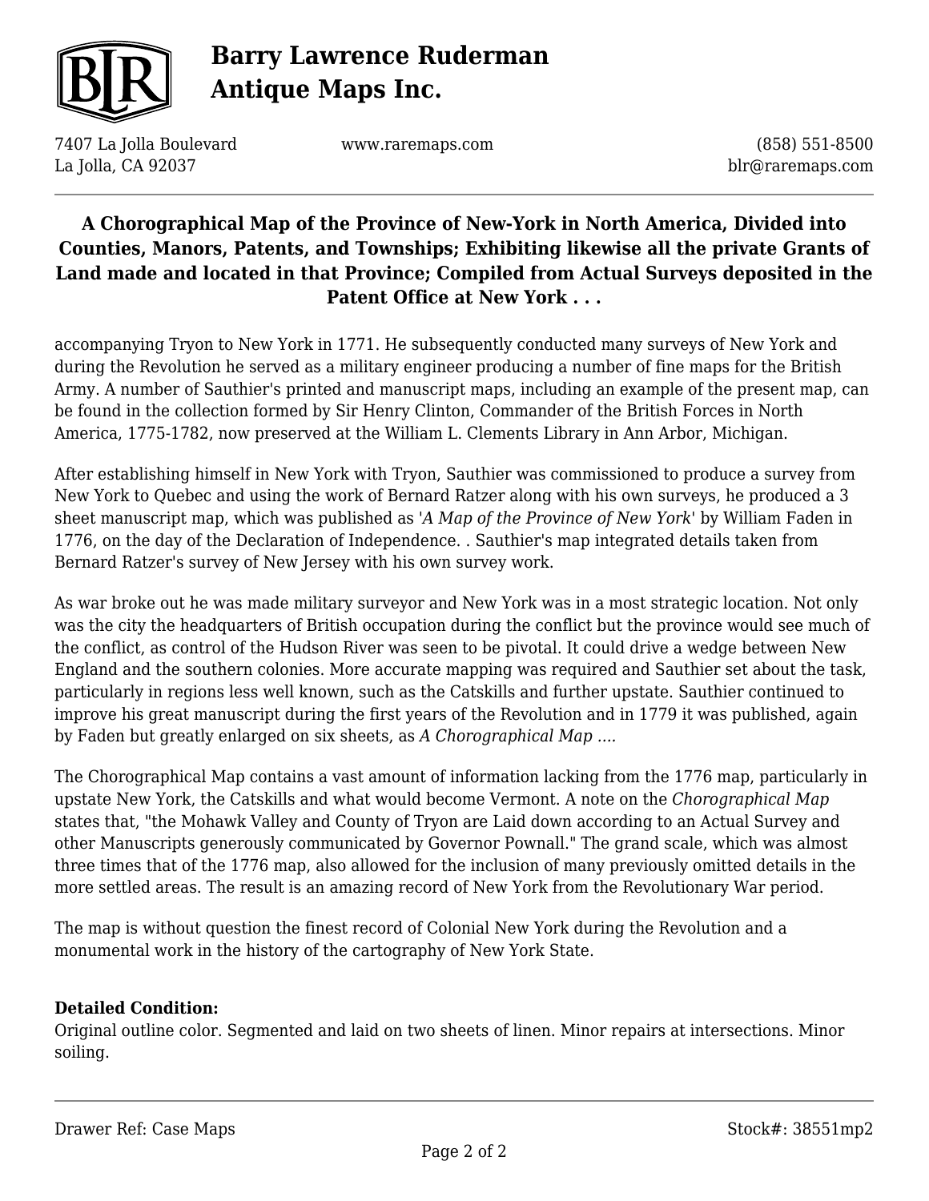accompanying Tryon to New York in 1771. He subsequently conducted many surveys of New York and during the Revolution he served as a military engineer producing a number of fine maps for the British Army. A number of Sauthier's printed and manuscript maps, including an example of the present map, can be found in the collection formed by Sir Henry Clinton, Commander of the British Forces in North America, 1775-1782, now preserved at the William L. Clements Library in Ann Arbor, Michigan.

After establishing himself in New York with Tryon, Sauthier was commissioned to produce a survey from New York to Quebec and using the work of Bernard Ratzer along with his own surveys, he produced a 3 sheet manuscript map, which was published as '*A Map of the Province of New York*' by William Faden in 1776, on the day of the Declaration of Independence. . Sauthier's map integrated details taken from Bernard Ratzer's survey of New Jersey with his own survey work.

As war broke out he was made military surveyor and New York was in a most strategic location. Not only was the city the headquarters of British occupation during the conflict but the province would see much of the conflict, as control of the Hudson River was seen to be pivotal. It could drive a wedge between New England and the southern colonies. More accurate mapping was required and Sauthier set about the task, particularly in regions less well known, such as the Catskills and further upstate. Sauthier continued to improve his great manuscript during the first years of the Revolution and in 1779 it was published, again by Faden but greatly enlarged on six sheets, as *A Chorographical Map ....*

The Chorographical Map contains a vast amount of information lacking from the 1776 map, particularly in upstate New York, the Catskills and what would become Vermont. A note on the *Chorographical Map* states that, "the Mohawk Valley and County of Tryon are Laid down according to an Actual Survey and other Manuscripts generously communicated by Governor Pownall." The grand scale, which was almost three times that of the 1776 map, also allowed for the inclusion of many previously omitted details in the more settled areas. The result is an amazing record of New York from the Revolutionary War period.

The map is without question the finest record of Colonial New York during the Revolution and a monumental work in the history of the cartography of New York State.

**Detailed Condition:**
Original outline color. Segmented and laid on two sheets of linen. Minor repairs at intersections. Minor soiling.